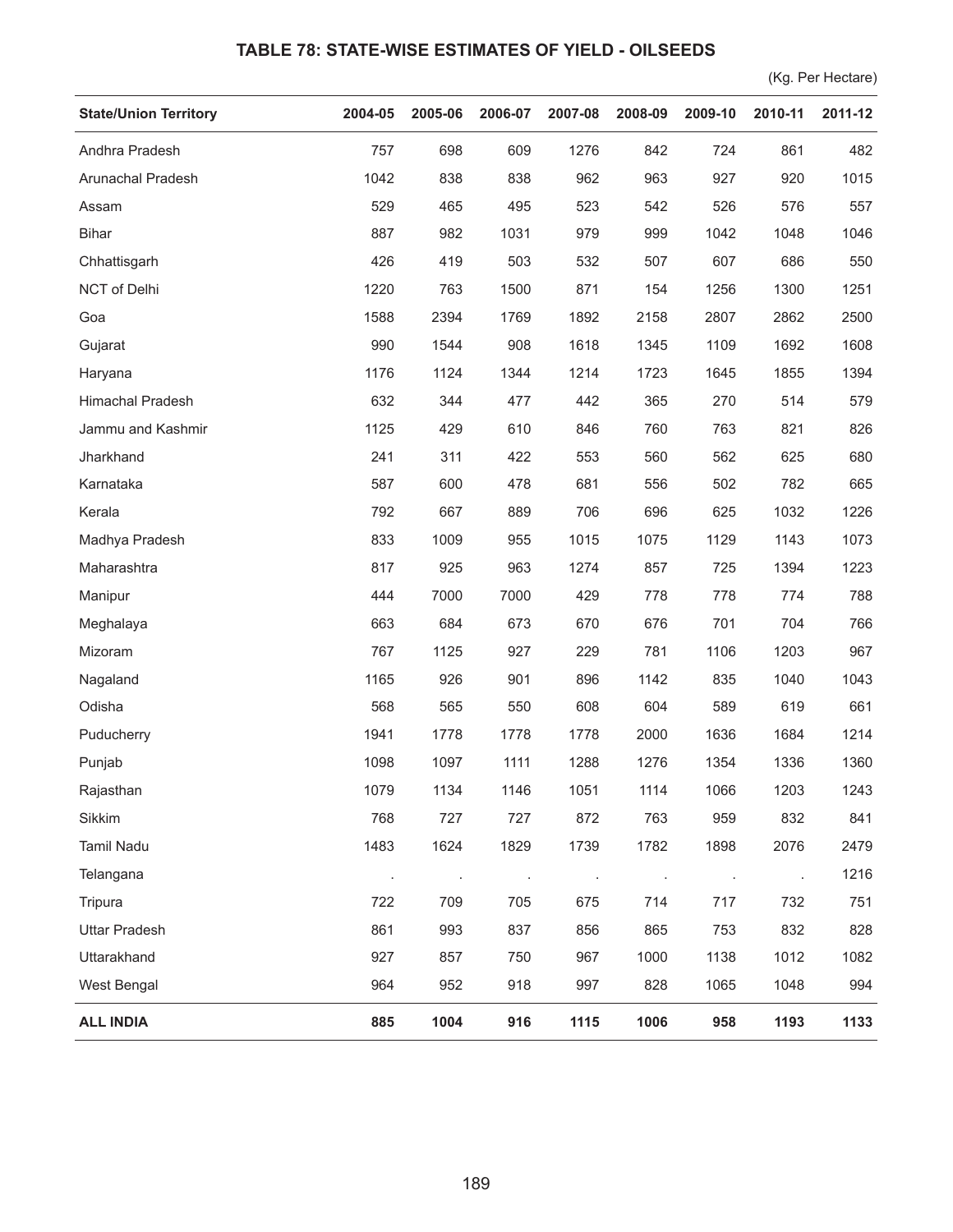## TABLE 78: STATE-WISE ESTIMATES OF YIELD - OILSEEDS

(Kg. Per Hectare)

| State/Union Territory | 2004-05 | 2005-06 | 2006-07 | 2007-08 | 2008-09 | 2009-10 | 2010-11 | 2011-12 |
|---|---|---|---|---|---|---|---|---|
| Andhra Pradesh | 757 | 698 | 609 | 1276 | 842 | 724 | 861 | 482 |
| Arunachal Pradesh | 1042 | 838 | 838 | 962 | 963 | 927 | 920 | 1015 |
| Assam | 529 | 465 | 495 | 523 | 542 | 526 | 576 | 557 |
| Bihar | 887 | 982 | 1031 | 979 | 999 | 1042 | 1048 | 1046 |
| Chhattisgarh | 426 | 419 | 503 | 532 | 507 | 607 | 686 | 550 |
| NCT of Delhi | 1220 | 763 | 1500 | 871 | 154 | 1256 | 1300 | 1251 |
| Goa | 1588 | 2394 | 1769 | 1892 | 2158 | 2807 | 2862 | 2500 |
| Gujarat | 990 | 1544 | 908 | 1618 | 1345 | 1109 | 1692 | 1608 |
| Haryana | 1176 | 1124 | 1344 | 1214 | 1723 | 1645 | 1855 | 1394 |
| Himachal Pradesh | 632 | 344 | 477 | 442 | 365 | 270 | 514 | 579 |
| Jammu and Kashmir | 1125 | 429 | 610 | 846 | 760 | 763 | 821 | 826 |
| Jharkhand | 241 | 311 | 422 | 553 | 560 | 562 | 625 | 680 |
| Karnataka | 587 | 600 | 478 | 681 | 556 | 502 | 782 | 665 |
| Kerala | 792 | 667 | 889 | 706 | 696 | 625 | 1032 | 1226 |
| Madhya Pradesh | 833 | 1009 | 955 | 1015 | 1075 | 1129 | 1143 | 1073 |
| Maharashtra | 817 | 925 | 963 | 1274 | 857 | 725 | 1394 | 1223 |
| Manipur | 444 | 7000 | 7000 | 429 | 778 | 778 | 774 | 788 |
| Meghalaya | 663 | 684 | 673 | 670 | 676 | 701 | 704 | 766 |
| Mizoram | 767 | 1125 | 927 | 229 | 781 | 1106 | 1203 | 967 |
| Nagaland | 1165 | 926 | 901 | 896 | 1142 | 835 | 1040 | 1043 |
| Odisha | 568 | 565 | 550 | 608 | 604 | 589 | 619 | 661 |
| Puducherry | 1941 | 1778 | 1778 | 1778 | 2000 | 1636 | 1684 | 1214 |
| Punjab | 1098 | 1097 | 1111 | 1288 | 1276 | 1354 | 1336 | 1360 |
| Rajasthan | 1079 | 1134 | 1146 | 1051 | 1114 | 1066 | 1203 | 1243 |
| Sikkim | 768 | 727 | 727 | 872 | 763 | 959 | 832 | 841 |
| Tamil Nadu | 1483 | 1624 | 1829 | 1739 | 1782 | 1898 | 2076 | 2479 |
| Telangana | . | . | . | . | . | . | . | 1216 |
| Tripura | 722 | 709 | 705 | 675 | 714 | 717 | 732 | 751 |
| Uttar Pradesh | 861 | 993 | 837 | 856 | 865 | 753 | 832 | 828 |
| Uttarakhand | 927 | 857 | 750 | 967 | 1000 | 1138 | 1012 | 1082 |
| West Bengal | 964 | 952 | 918 | 997 | 828 | 1065 | 1048 | 994 |
| **ALL INDIA** | **885** | **1004** | **916** | **1115** | **1006** | **958** | **1193** | **1133** |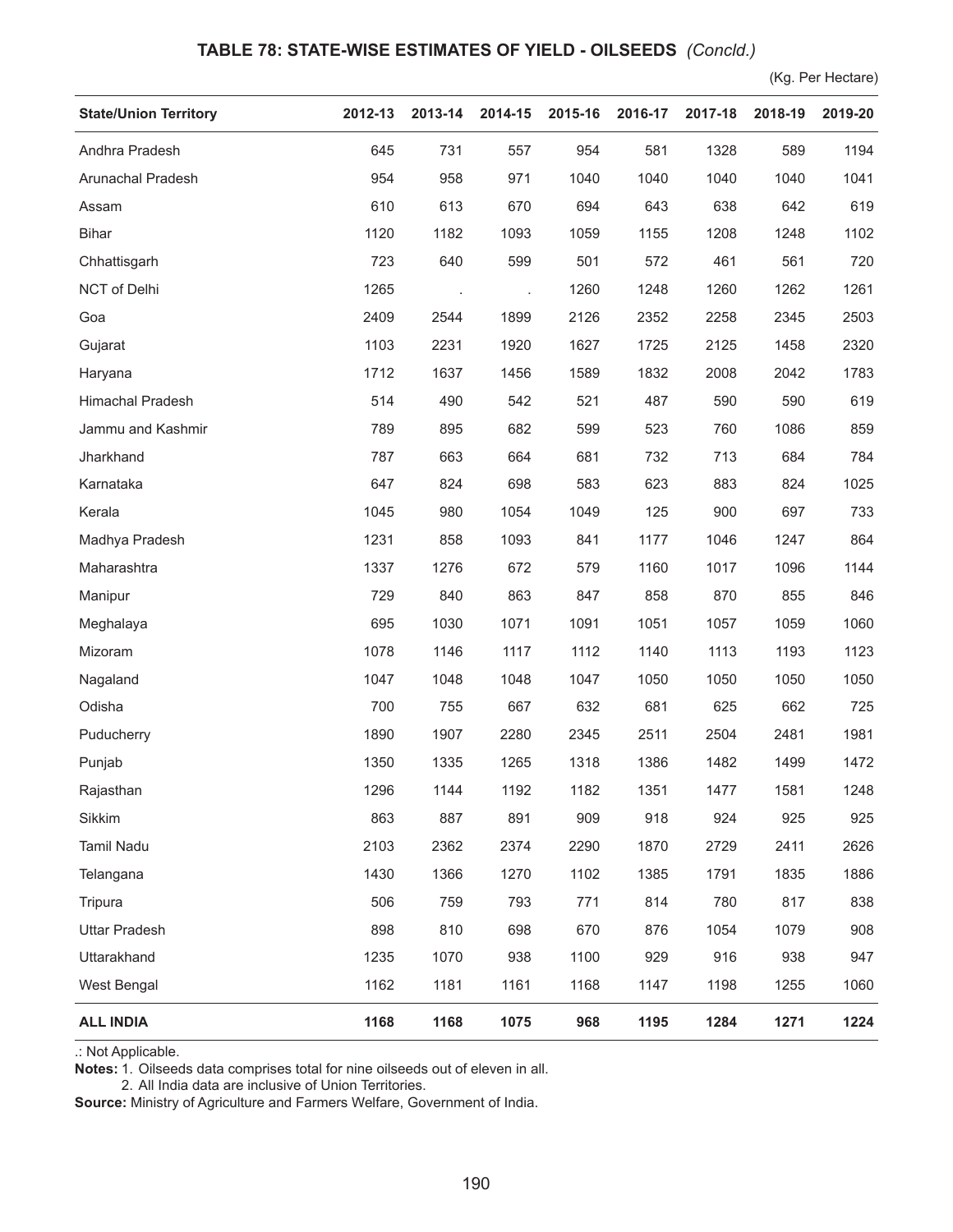# TABLE 78: STATE-WISE ESTIMATES OF YIELD - OILSEEDS *(Concld.)*

(Kg. Per Hectare)

| State/Union Territory | 2012-13 | 2013-14 | 2014-15 | 2015-16 | 2016-17 | 2017-18 | 2018-19 | 2019-20 |
|---|---|---|---|---|---|---|---|---|
| Andhra Pradesh | 645 | 731 | 557 | 954 | 581 | 1328 | 589 | 1194 |
| Arunachal Pradesh | 954 | 958 | 971 | 1040 | 1040 | 1040 | 1040 | 1041 |
| Assam | 610 | 613 | 670 | 694 | 643 | 638 | 642 | 619 |
| Bihar | 1120 | 1182 | 1093 | 1059 | 1155 | 1208 | 1248 | 1102 |
| Chhattisgarh | 723 | 640 | 599 | 501 | 572 | 461 | 561 | 720 |
| NCT of Delhi | 1265 | . | . | 1260 | 1248 | 1260 | 1262 | 1261 |
| Goa | 2409 | 2544 | 1899 | 2126 | 2352 | 2258 | 2345 | 2503 |
| Gujarat | 1103 | 2231 | 1920 | 1627 | 1725 | 2125 | 1458 | 2320 |
| Haryana | 1712 | 1637 | 1456 | 1589 | 1832 | 2008 | 2042 | 1783 |
| Himachal Pradesh | 514 | 490 | 542 | 521 | 487 | 590 | 590 | 619 |
| Jammu and Kashmir | 789 | 895 | 682 | 599 | 523 | 760 | 1086 | 859 |
| Jharkhand | 787 | 663 | 664 | 681 | 732 | 713 | 684 | 784 |
| Karnataka | 647 | 824 | 698 | 583 | 623 | 883 | 824 | 1025 |
| Kerala | 1045 | 980 | 1054 | 1049 | 125 | 900 | 697 | 733 |
| Madhya Pradesh | 1231 | 858 | 1093 | 841 | 1177 | 1046 | 1247 | 864 |
| Maharashtra | 1337 | 1276 | 672 | 579 | 1160 | 1017 | 1096 | 1144 |
| Manipur | 729 | 840 | 863 | 847 | 858 | 870 | 855 | 846 |
| Meghalaya | 695 | 1030 | 1071 | 1091 | 1051 | 1057 | 1059 | 1060 |
| Mizoram | 1078 | 1146 | 1117 | 1112 | 1140 | 1113 | 1193 | 1123 |
| Nagaland | 1047 | 1048 | 1048 | 1047 | 1050 | 1050 | 1050 | 1050 |
| Odisha | 700 | 755 | 667 | 632 | 681 | 625 | 662 | 725 |
| Puducherry | 1890 | 1907 | 2280 | 2345 | 2511 | 2504 | 2481 | 1981 |
| Punjab | 1350 | 1335 | 1265 | 1318 | 1386 | 1482 | 1499 | 1472 |
| Rajasthan | 1296 | 1144 | 1192 | 1182 | 1351 | 1477 | 1581 | 1248 |
| Sikkim | 863 | 887 | 891 | 909 | 918 | 924 | 925 | 925 |
| Tamil Nadu | 2103 | 2362 | 2374 | 2290 | 1870 | 2729 | 2411 | 2626 |
| Telangana | 1430 | 1366 | 1270 | 1102 | 1385 | 1791 | 1835 | 1886 |
| Tripura | 506 | 759 | 793 | 771 | 814 | 780 | 817 | 838 |
| Uttar Pradesh | 898 | 810 | 698 | 670 | 876 | 1054 | 1079 | 908 |
| Uttarakhand | 1235 | 1070 | 938 | 1100 | 929 | 916 | 938 | 947 |
| West Bengal | 1162 | 1181 | 1161 | 1168 | 1147 | 1198 | 1255 | 1060 |
| **ALL INDIA** | **1168** | **1168** | **1075** | **968** | **1195** | **1284** | **1271** | **1224** |

.: Not Applicable.

**Notes:** 1. Oilseeds data comprises total for nine oilseeds out of eleven in all.

2. All India data are inclusive of Union Territories.

**Source:** Ministry of Agriculture and Farmers Welfare, Government of India.